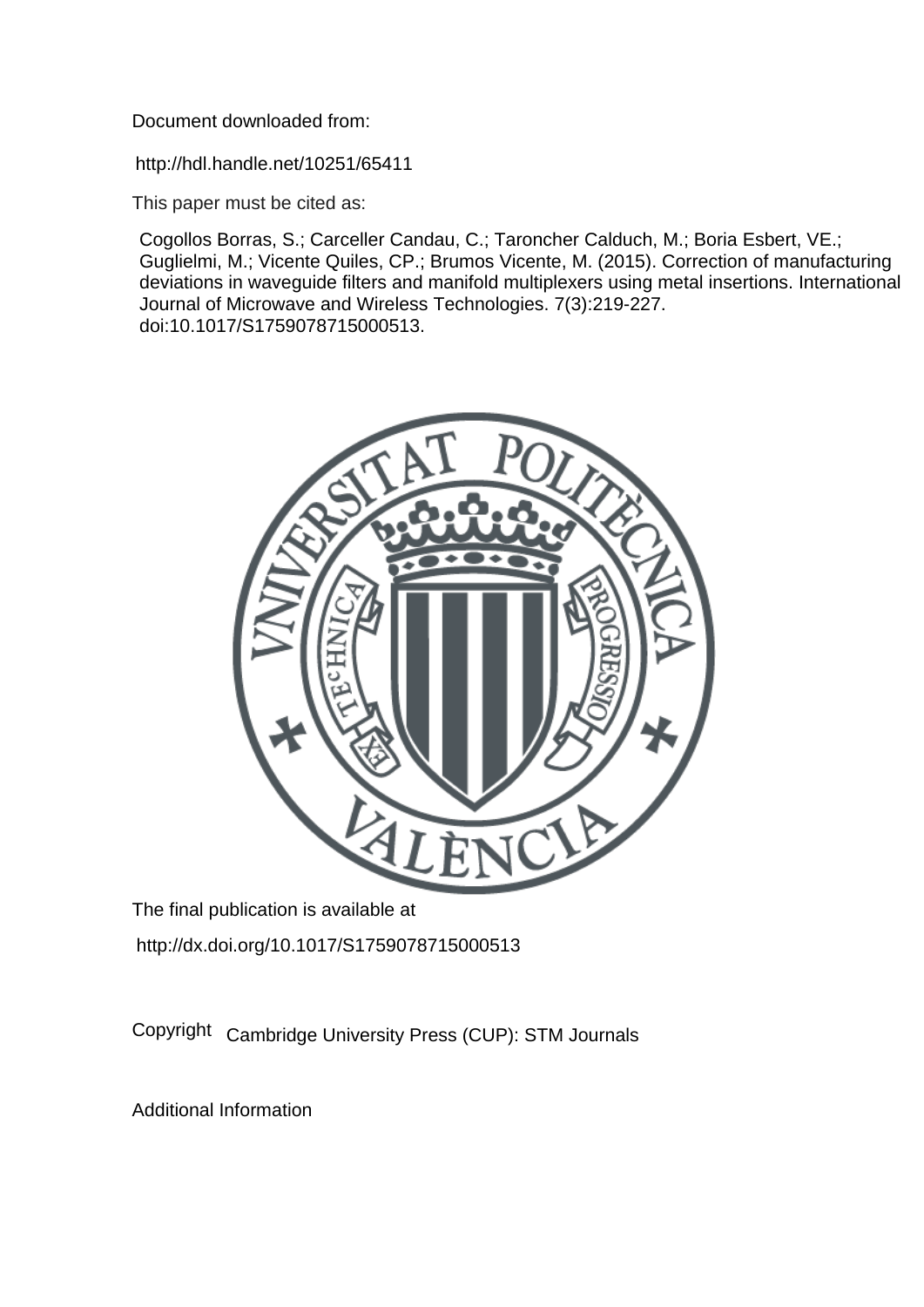Document downloaded from:

http://hdl.handle.net/10251/65411

This paper must be cited as:

Cogollos Borras, S.; Carceller Candau, C.; Taroncher Calduch, M.; Boria Esbert, VE.; Guglielmi, M.; Vicente Quiles, CP.; Brumos Vicente, M. (2015). Correction of manufacturing deviations in waveguide filters and manifold multiplexers using metal insertions. International Journal of Microwave and Wireless Technologies. 7(3):219-227. doi:10.1017/S1759078715000513.

The final publication is available at

http://dx.doi.org/10.1017/S1759078715000513

Copyright Cambridge University Press (CUP): STM Journals

Additional Information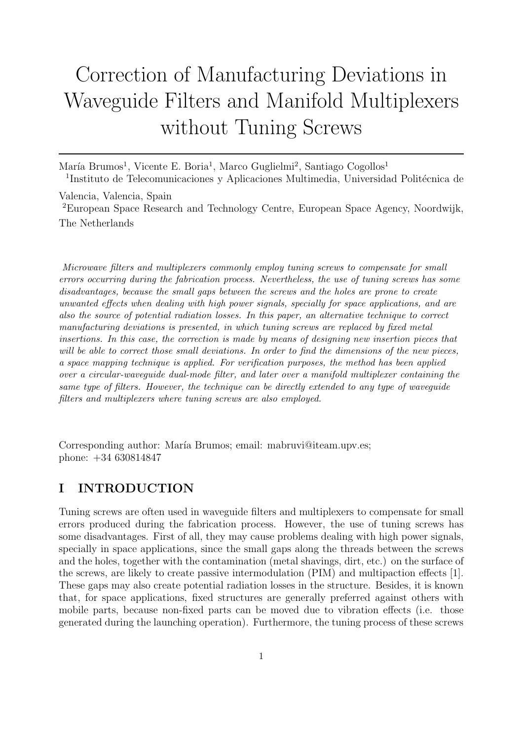# Correction of Manufacturing Deviations in Waveguide Filters and Manifold Multiplexers without Tuning Screws

María Brumos[1], Vicente E. Boria[1], Marco Guglielmi[2], Santiago Cogollos[1]

[1]Instituto de Telecomunicaciones y Aplicaciones Multimedia, Universidad Politécnica de Valencia, Valencia, Spain

[2]European Space Research and Technology Centre, European Space Agency, Noordwijk, The Netherlands

*Microwave filters and multiplexers commonly employ tuning screws to compensate for small errors occurring during the fabrication process. Nevertheless, the use of tuning screws has some disadvantages, because the small gaps between the screws and the holes are prone to create unwanted effects when dealing with high power signals, specially for space applications, and are also the source of potential radiation losses. In this paper, an alternative technique to correct manufacturing deviations is presented, in which tuning screws are replaced by fixed metal insertions. In this case, the correction is made by means of designing new insertion pieces that will be able to correct those small deviations. In order to find the dimensions of the new pieces, a space mapping technique is applied. For verification purposes, the method has been applied over a circular-waveguide dual-mode filter, and later over a manifold multiplexer containing the same type of filters. However, the technique can be directly extended to any type of waveguide filters and multiplexers where tuning screws are also employed.*

Corresponding author: María Brumos; email: mabruvi@iteam.upv.es; phone: +34 630814847

## I INTRODUCTION

Tuning screws are often used in waveguide filters and multiplexers to compensate for small errors produced during the fabrication process. However, the use of tuning screws has some disadvantages. First of all, they may cause problems dealing with high power signals, specially in space applications, since the small gaps along the threads between the screws and the holes, together with the contamination (metal shavings, dirt, etc.) on the surface of the screws, are likely to create passive intermodulation (PIM) and multipaction effects [1]. These gaps may also create potential radiation losses in the structure. Besides, it is known that, for space applications, fixed structures are generally preferred against others with mobile parts, because non-fixed parts can be moved due to vibration effects (i.e. those generated during the launching operation). Furthermore, the tuning process of these screws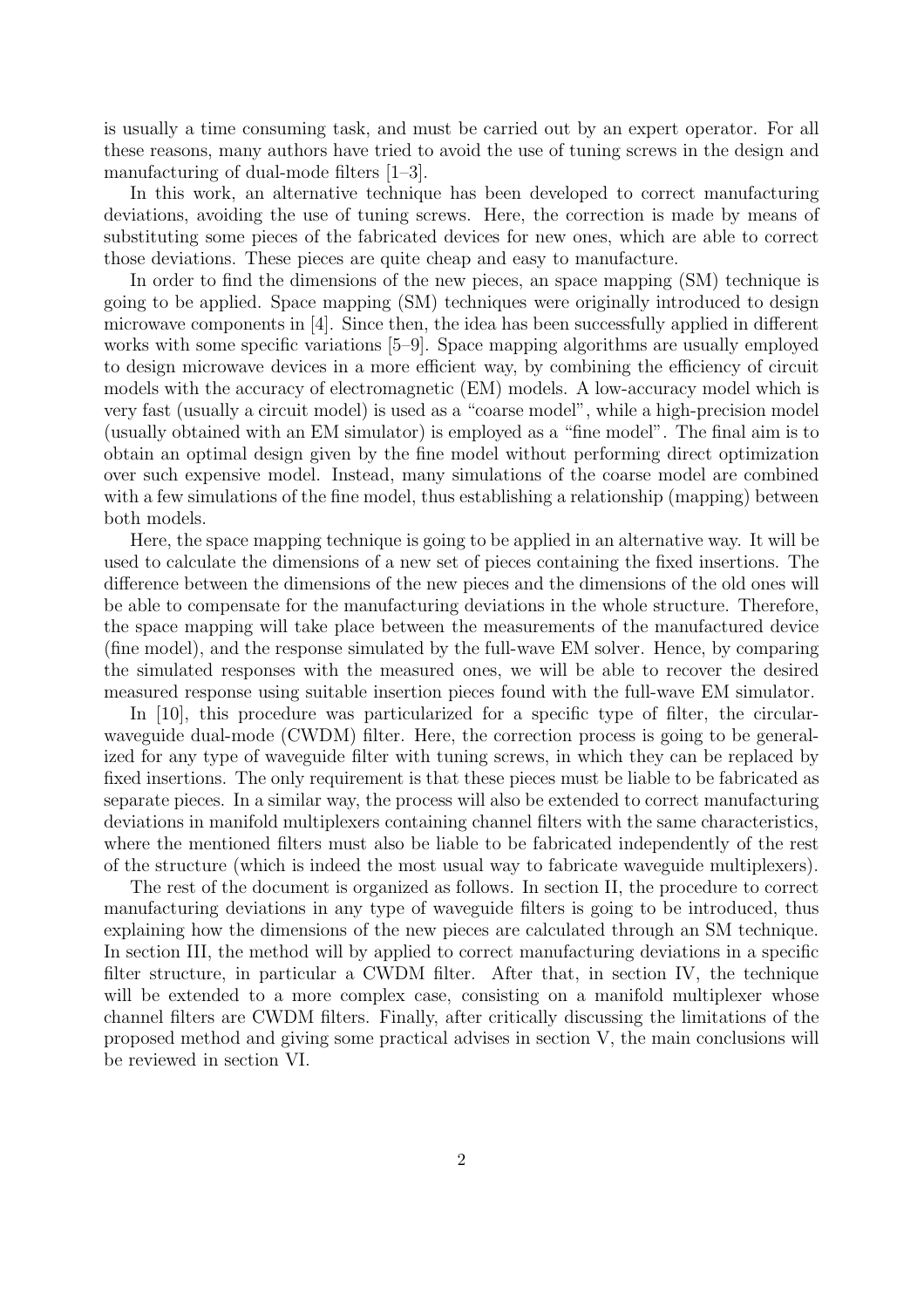is usually a time consuming task, and must be carried out by an expert operator. For all these reasons, many authors have tried to avoid the use of tuning screws in the design and manufacturing of dual-mode filters [1–3].

In this work, an alternative technique has been developed to correct manufacturing deviations, avoiding the use of tuning screws. Here, the correction is made by means of substituting some pieces of the fabricated devices for new ones, which are able to correct those deviations. These pieces are quite cheap and easy to manufacture.

In order to find the dimensions of the new pieces, an space mapping (SM) technique is going to be applied. Space mapping (SM) techniques were originally introduced to design microwave components in [4]. Since then, the idea has been successfully applied in different works with some specific variations [5–9]. Space mapping algorithms are usually employed to design microwave devices in a more efficient way, by combining the efficiency of circuit models with the accuracy of electromagnetic (EM) models. A low-accuracy model which is very fast (usually a circuit model) is used as a "coarse model", while a high-precision model (usually obtained with an EM simulator) is employed as a "fine model". The final aim is to obtain an optimal design given by the fine model without performing direct optimization over such expensive model. Instead, many simulations of the coarse model are combined with a few simulations of the fine model, thus establishing a relationship (mapping) between both models.

Here, the space mapping technique is going to be applied in an alternative way. It will be used to calculate the dimensions of a new set of pieces containing the fixed insertions. The difference between the dimensions of the new pieces and the dimensions of the old ones will be able to compensate for the manufacturing deviations in the whole structure. Therefore, the space mapping will take place between the measurements of the manufactured device (fine model), and the response simulated by the full-wave EM solver. Hence, by comparing the simulated responses with the measured ones, we will be able to recover the desired measured response using suitable insertion pieces found with the full-wave EM simulator.

In [10], this procedure was particularized for a specific type of filter, the circular-waveguide dual-mode (CWDM) filter. Here, the correction process is going to be generalized for any type of waveguide filter with tuning screws, in which they can be replaced by fixed insertions. The only requirement is that these pieces must be liable to be fabricated as separate pieces. In a similar way, the process will also be extended to correct manufacturing deviations in manifold multiplexers containing channel filters with the same characteristics, where the mentioned filters must also be liable to be fabricated independently of the rest of the structure (which is indeed the most usual way to fabricate waveguide multiplexers).

The rest of the document is organized as follows. In section II, the procedure to correct manufacturing deviations in any type of waveguide filters is going to be introduced, thus explaining how the dimensions of the new pieces are calculated through an SM technique. In section III, the method will by applied to correct manufacturing deviations in a specific filter structure, in particular a CWDM filter. After that, in section IV, the technique will be extended to a more complex case, consisting on a manifold multiplexer whose channel filters are CWDM filters. Finally, after critically discussing the limitations of the proposed method and giving some practical advises in section V, the main conclusions will be reviewed in section VI.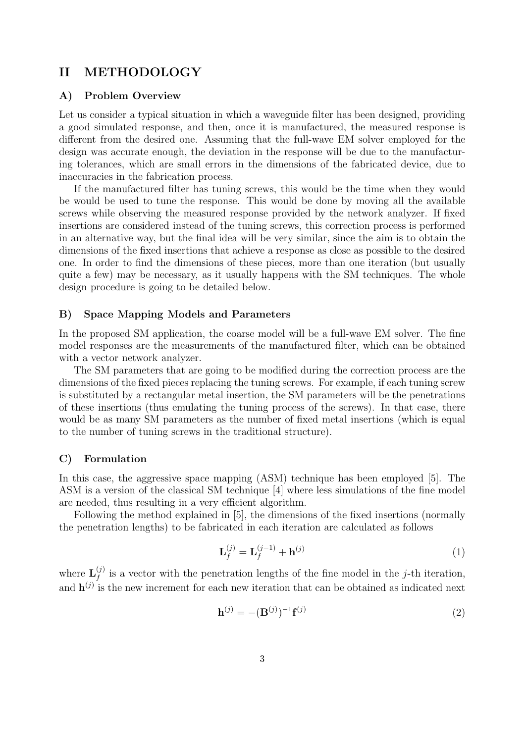## II METHODOLOGY

### A) Problem Overview

Let us consider a typical situation in which a waveguide filter has been designed, providing a good simulated response, and then, once it is manufactured, the measured response is different from the desired one. Assuming that the full-wave EM solver employed for the design was accurate enough, the deviation in the response will be due to the manufacturing tolerances, which are small errors in the dimensions of the fabricated device, due to inaccuracies in the fabrication process.

If the manufactured filter has tuning screws, this would be the time when they would be would be used to tune the response. This would be done by moving all the available screws while observing the measured response provided by the network analyzer. If fixed insertions are considered instead of the tuning screws, this correction process is performed in an alternative way, but the final idea will be very similar, since the aim is to obtain the dimensions of the fixed insertions that achieve a response as close as possible to the desired one. In order to find the dimensions of these pieces, more than one iteration (but usually quite a few) may be necessary, as it usually happens with the SM techniques. The whole design procedure is going to be detailed below.

### B) Space Mapping Models and Parameters

In the proposed SM application, the coarse model will be a full-wave EM solver. The fine model responses are the measurements of the manufactured filter, which can be obtained with a vector network analyzer.

The SM parameters that are going to be modified during the correction process are the dimensions of the fixed pieces replacing the tuning screws. For example, if each tuning screw is substituted by a rectangular metal insertion, the SM parameters will be the penetrations of these insertions (thus emulating the tuning process of the screws). In that case, there would be as many SM parameters as the number of fixed metal insertions (which is equal to the number of tuning screws in the traditional structure).

### C) Formulation

In this case, the aggressive space mapping (ASM) technique has been employed [5]. The ASM is a version of the classical SM technique [4] where less simulations of the fine model are needed, thus resulting in a very efficient algorithm.

Following the method explained in [5], the dimensions of the fixed insertions (normally the penetration lengths) to be fabricated in each iteration are calculated as follows

$$\mathbf{L}_f^{(j)} = \mathbf{L}_f^{(j-1)} + \mathbf{h}^{(j)} \tag{1}$$

where $\mathbf{L}_f^{(j)}$ is a vector with the penetration lengths of the fine model in the $j$-th iteration, and $\mathbf{h}^{(j)}$ is the new increment for each new iteration that can be obtained as indicated next

$$\mathbf{h}^{(j)} = -(\mathbf{B}^{(j)})^{-1}\mathbf{f}^{(j)} \tag{2}$$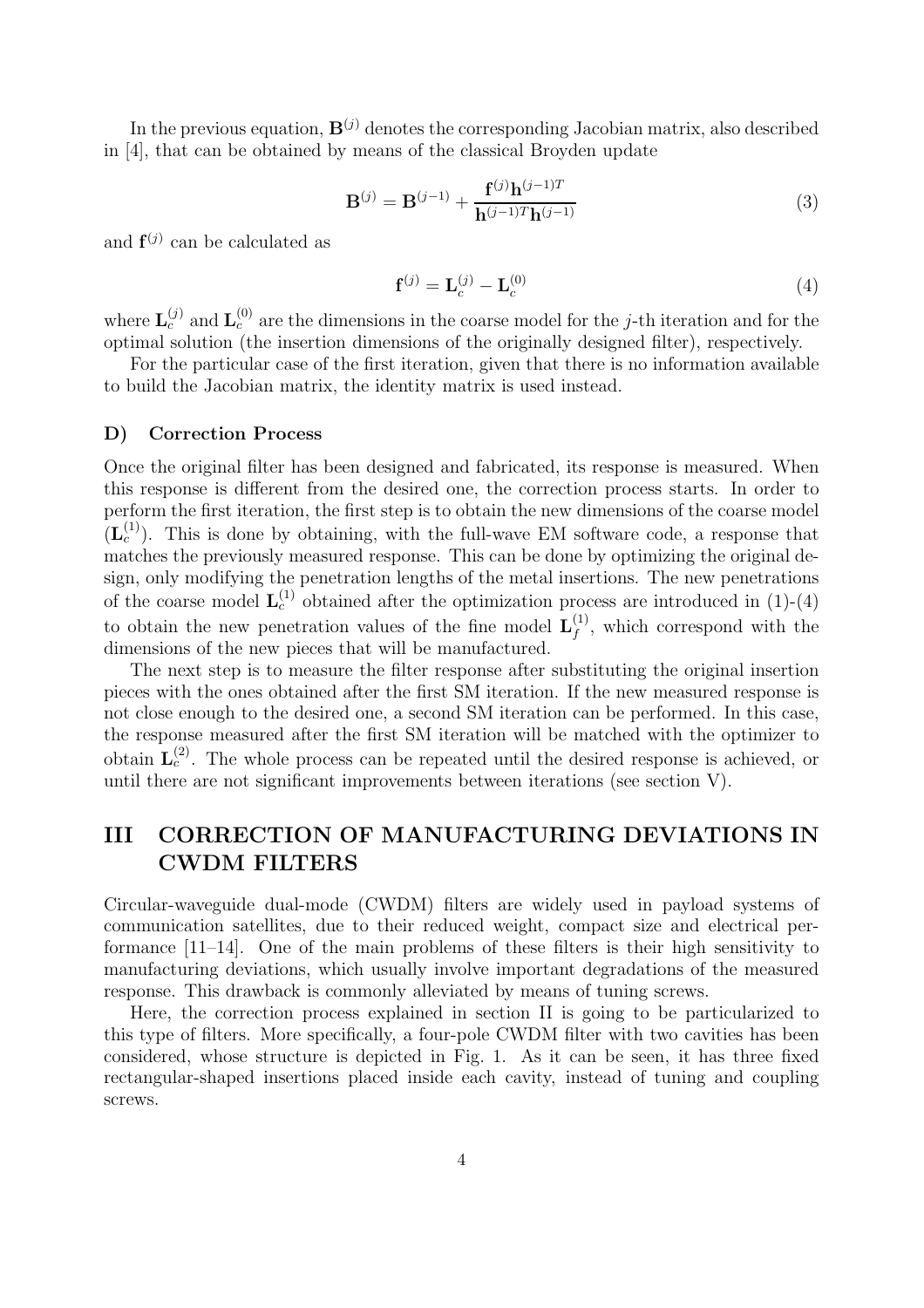In the previous equation, $\mathbf{B}^{(j)}$ denotes the corresponding Jacobian matrix, also described in [4], that can be obtained by means of the classical Broyden update

$$\mathbf{B}^{(j)} = \mathbf{B}^{(j-1)} + \frac{\mathbf{f}^{(j)}\mathbf{h}^{(j-1)T}}{\mathbf{h}^{(j-1)T}\mathbf{h}^{(j-1)}} \tag{3}$$

and $\mathbf{f}^{(j)}$ can be calculated as

$$\mathbf{f}^{(j)} = \mathbf{L}_c^{(j)} - \mathbf{L}_c^{(0)} \tag{4}$$

where $\mathbf{L}_c^{(j)}$ and $\mathbf{L}_c^{(0)}$ are the dimensions in the coarse model for the $j$-th iteration and for the optimal solution (the insertion dimensions of the originally designed filter), respectively.

For the particular case of the first iteration, given that there is no information available to build the Jacobian matrix, the identity matrix is used instead.

### D) Correction Process

Once the original filter has been designed and fabricated, its response is measured. When this response is different from the desired one, the correction process starts. In order to perform the first iteration, the first step is to obtain the new dimensions of the coarse model ($\mathbf{L}_c^{(1)}$). This is done by obtaining, with the full-wave EM software code, a response that matches the previously measured response. This can be done by optimizing the original design, only modifying the penetration lengths of the metal insertions. The new penetrations of the coarse model $\mathbf{L}_c^{(1)}$ obtained after the optimization process are introduced in (1)-(4) to obtain the new penetration values of the fine model $\mathbf{L}_f^{(1)}$, which correspond with the dimensions of the new pieces that will be manufactured.

The next step is to measure the filter response after substituting the original insertion pieces with the ones obtained after the first SM iteration. If the new measured response is not close enough to the desired one, a second SM iteration can be performed. In this case, the response measured after the first SM iteration will be matched with the optimizer to obtain $\mathbf{L}_c^{(2)}$. The whole process can be repeated until the desired response is achieved, or until there are not significant improvements between iterations (see section V).

## III CORRECTION OF MANUFACTURING DEVIATIONS IN CWDM FILTERS

Circular-waveguide dual-mode (CWDM) filters are widely used in payload systems of communication satellites, due to their reduced weight, compact size and electrical performance [11–14]. One of the main problems of these filters is their high sensitivity to manufacturing deviations, which usually involve important degradations of the measured response. This drawback is commonly alleviated by means of tuning screws.

Here, the correction process explained in section II is going to be particularized to this type of filters. More specifically, a four-pole CWDM filter with two cavities has been considered, whose structure is depicted in Fig. 1. As it can be seen, it has three fixed rectangular-shaped insertions placed inside each cavity, instead of tuning and coupling screws.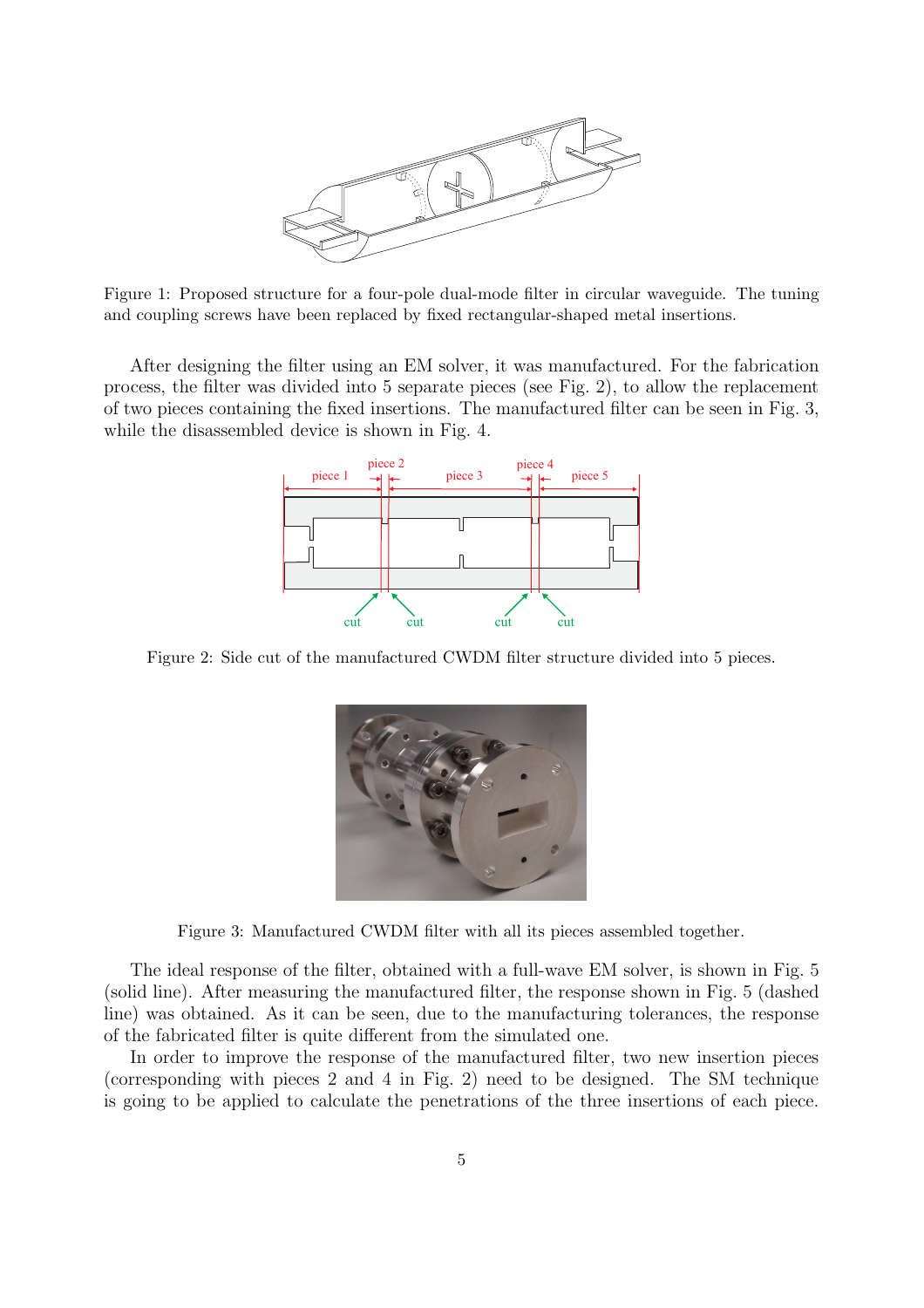Figure 1: Proposed structure for a four-pole dual-mode filter in circular waveguide. The tuning and coupling screws have been replaced by fixed rectangular-shaped metal insertions.

After designing the filter using an EM solver, it was manufactured. For the fabrication process, the filter was divided into 5 separate pieces (see Fig. 2), to allow the replacement of two pieces containing the fixed insertions. The manufactured filter can be seen in Fig. 3, while the disassembled device is shown in Fig. 4.

Figure 2: Side cut of the manufactured CWDM filter structure divided into 5 pieces.

Figure 3: Manufactured CWDM filter with all its pieces assembled together.

The ideal response of the filter, obtained with a full-wave EM solver, is shown in Fig. 5 (solid line). After measuring the manufactured filter, the response shown in Fig. 5 (dashed line) was obtained. As it can be seen, due to the manufacturing tolerances, the response of the fabricated filter is quite different from the simulated one.

In order to improve the response of the manufactured filter, two new insertion pieces (corresponding with pieces 2 and 4 in Fig. 2) need to be designed. The SM technique is going to be applied to calculate the penetrations of the three insertions of each piece.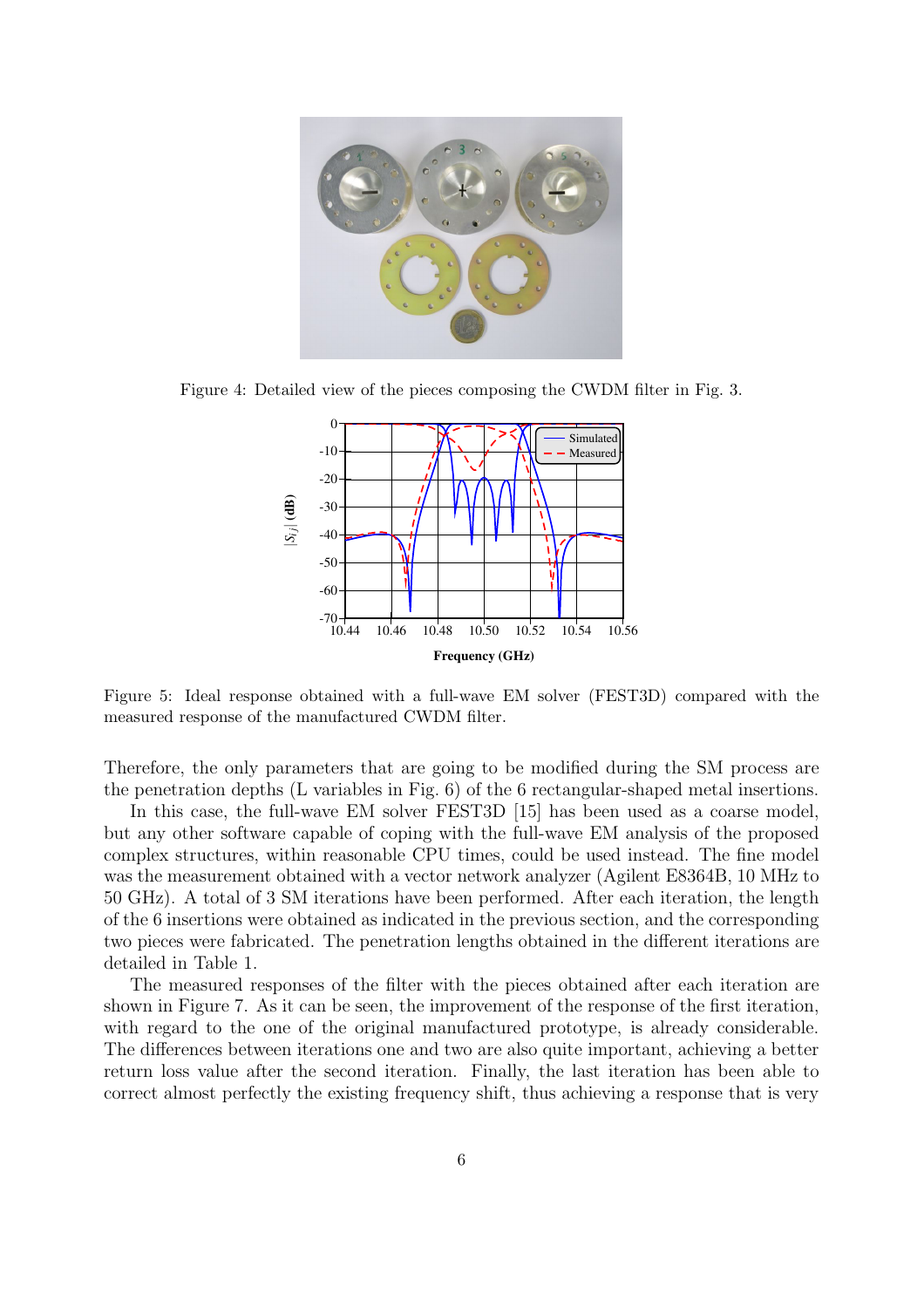Figure 4: Detailed view of the pieces composing the CWDM filter in Fig. 3.

Figure 5: Ideal response obtained with a full-wave EM solver (FEST3D) compared with the measured response of the manufactured CWDM filter.

Therefore, the only parameters that are going to be modified during the SM process are the penetration depths (L variables in Fig. 6) of the 6 rectangular-shaped metal insertions.

In this case, the full-wave EM solver FEST3D [15] has been used as a coarse model, but any other software capable of coping with the full-wave EM analysis of the proposed complex structures, within reasonable CPU times, could be used instead. The fine model was the measurement obtained with a vector network analyzer (Agilent E8364B, 10 MHz to 50 GHz). A total of 3 SM iterations have been performed. After each iteration, the length of the 6 insertions were obtained as indicated in the previous section, and the corresponding two pieces were fabricated. The penetration lengths obtained in the different iterations are detailed in Table 1.

The measured responses of the filter with the pieces obtained after each iteration are shown in Figure 7. As it can be seen, the improvement of the response of the first iteration, with regard to the one of the original manufactured prototype, is already considerable. The differences between iterations one and two are also quite important, achieving a better return loss value after the second iteration. Finally, the last iteration has been able to correct almost perfectly the existing frequency shift, thus achieving a response that is very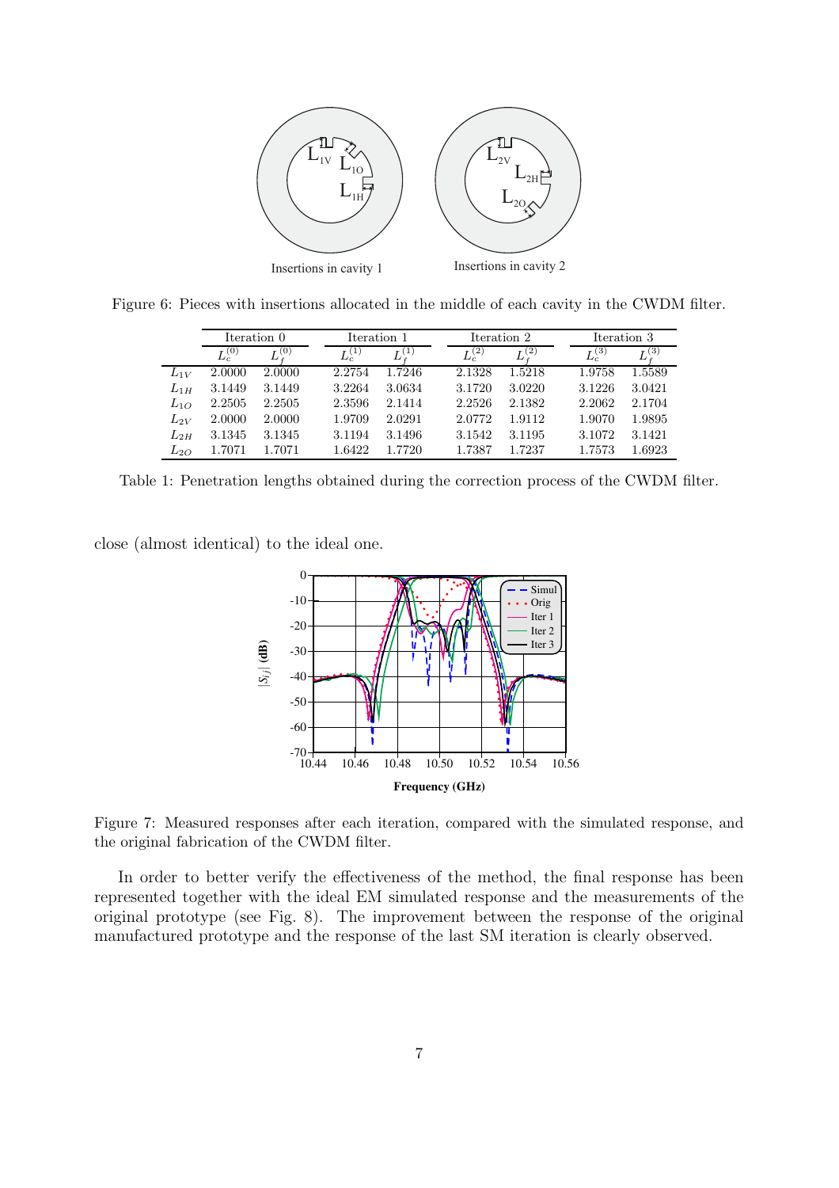Figure 6: Pieces with insertions allocated in the middle of each cavity in the CWDM filter.

| | Iteration 0 | | Iteration 1 | | Iteration 2 | | Iteration 3 | |
|---|---|---|---|---|---|---|---|---|
| | $L_c^{(0)}$ | $L_f^{(0)}$ | $L_c^{(1)}$ | $L_f^{(1)}$ | $L_c^{(2)}$ | $L_f^{(2)}$ | $L_c^{(3)}$ | $L_f^{(3)}$ |
| $L_{1V}$ | 2.0000 | 2.0000 | 2.2754 | 1.7246 | 2.1328 | 1.5218 | 1.9758 | 1.5589 |
| $L_{1H}$ | 3.1449 | 3.1449 | 3.2264 | 3.0634 | 3.1720 | 3.0220 | 3.1226 | 3.0421 |
| $L_{1O}$ | 2.2505 | 2.2505 | 2.3596 | 2.1414 | 2.2526 | 2.1382 | 2.2062 | 2.1704 |
| $L_{2V}$ | 2.0000 | 2.0000 | 1.9709 | 2.0291 | 2.0772 | 1.9112 | 1.9070 | 1.9895 |
| $L_{2H}$ | 3.1345 | 3.1345 | 3.1194 | 3.1496 | 3.1542 | 3.1195 | 3.1072 | 3.1421 |
| $L_{2O}$ | 1.7071 | 1.7071 | 1.6422 | 1.7720 | 1.7387 | 1.7237 | 1.7573 | 1.6923 |

Table 1: Penetration lengths obtained during the correction process of the CWDM filter.

close (almost identical) to the ideal one.

Figure 7: Measured responses after each iteration, compared with the simulated response, and the original fabrication of the CWDM filter.

In order to better verify the effectiveness of the method, the final response has been represented together with the ideal EM simulated response and the measurements of the original prototype (see Fig. 8). The improvement between the response of the original manufactured prototype and the response of the last SM iteration is clearly observed.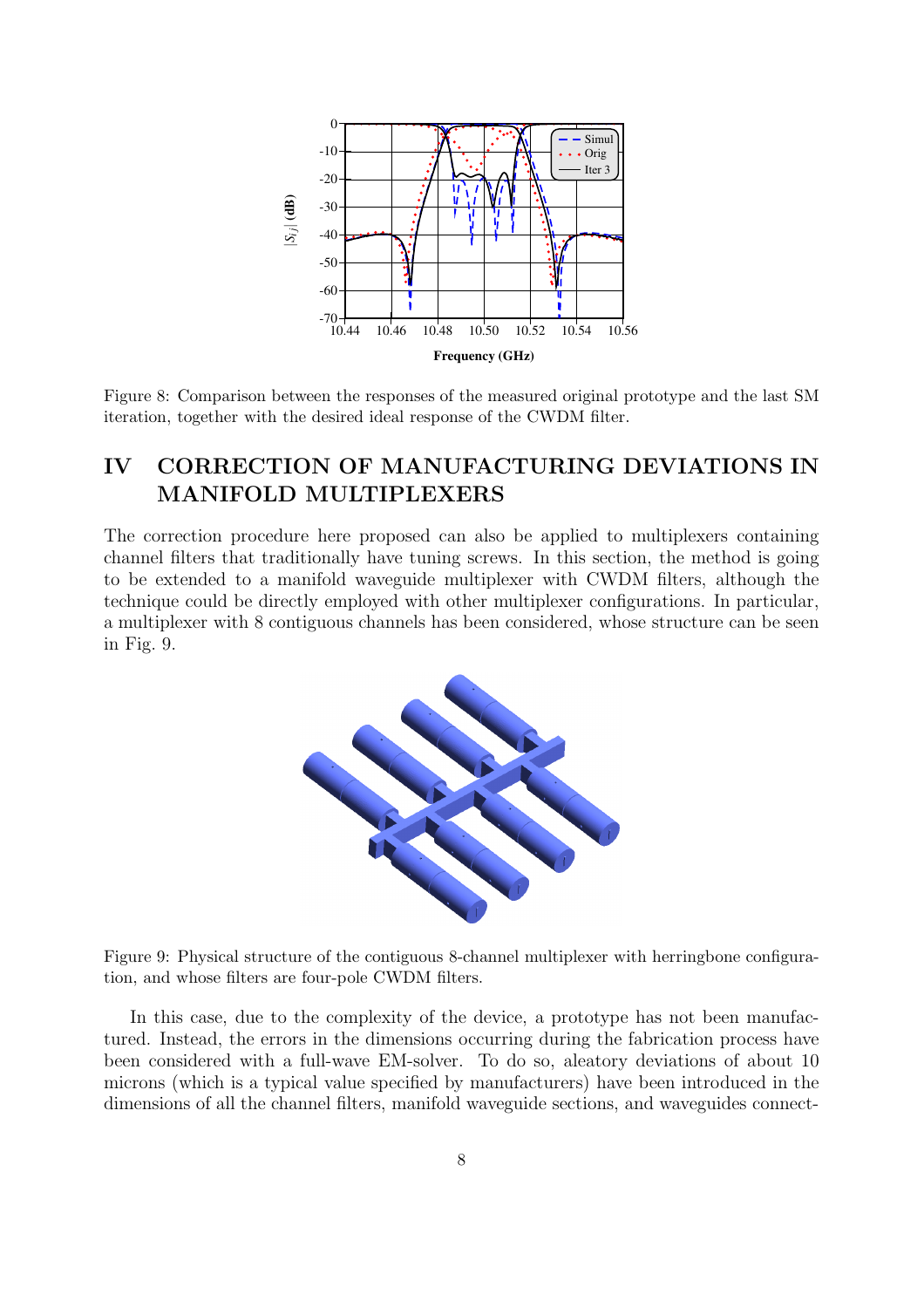Figure 8: Comparison between the responses of the measured original prototype and the last SM iteration, together with the desired ideal response of the CWDM filter.

# IV CORRECTION OF MANUFACTURING DEVIATIONS IN MANIFOLD MULTIPLEXERS

The correction procedure here proposed can also be applied to multiplexers containing channel filters that traditionally have tuning screws. In this section, the method is going to be extended to a manifold waveguide multiplexer with CWDM filters, although the technique could be directly employed with other multiplexer configurations. In particular, a multiplexer with 8 contiguous channels has been considered, whose structure can be seen in Fig. 9.

Figure 9: Physical structure of the contiguous 8-channel multiplexer with herringbone configuration, and whose filters are four-pole CWDM filters.

In this case, due to the complexity of the device, a prototype has not been manufactured. Instead, the errors in the dimensions occurring during the fabrication process have been considered with a full-wave EM-solver. To do so, aleatory deviations of about 10 microns (which is a typical value specified by manufacturers) have been introduced in the dimensions of all the channel filters, manifold waveguide sections, and waveguides connect-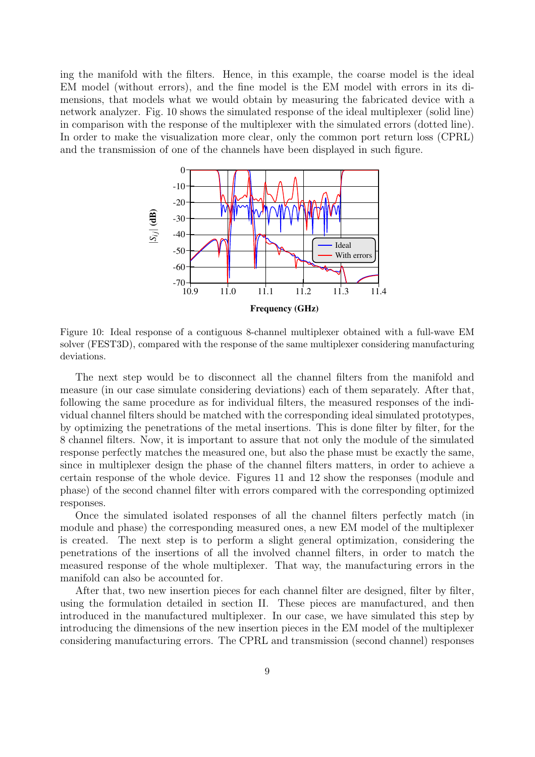ing the manifold with the filters. Hence, in this example, the coarse model is the ideal EM model (without errors), and the fine model is the EM model with errors in its dimensions, that models what we would obtain by measuring the fabricated device with a network analyzer. Fig. 10 shows the simulated response of the ideal multiplexer (solid line) in comparison with the response of the multiplexer with the simulated errors (dotted line). In order to make the visualization more clear, only the common port return loss (CPRL) and the transmission of one of the channels have been displayed in such figure.

Figure 10: Ideal response of a contiguous 8-channel multiplexer obtained with a full-wave EM solver (FEST3D), compared with the response of the same multiplexer considering manufacturing deviations.

The next step would be to disconnect all the channel filters from the manifold and measure (in our case simulate considering deviations) each of them separately. After that, following the same procedure as for individual filters, the measured responses of the individual channel filters should be matched with the corresponding ideal simulated prototypes, by optimizing the penetrations of the metal insertions. This is done filter by filter, for the 8 channel filters. Now, it is important to assure that not only the module of the simulated response perfectly matches the measured one, but also the phase must be exactly the same, since in multiplexer design the phase of the channel filters matters, in order to achieve a certain response of the whole device. Figures 11 and 12 show the responses (module and phase) of the second channel filter with errors compared with the corresponding optimized responses.

Once the simulated isolated responses of all the channel filters perfectly match (in module and phase) the corresponding measured ones, a new EM model of the multiplexer is created. The next step is to perform a slight general optimization, considering the penetrations of the insertions of all the involved channel filters, in order to match the measured response of the whole multiplexer. That way, the manufacturing errors in the manifold can also be accounted for.

After that, two new insertion pieces for each channel filter are designed, filter by filter, using the formulation detailed in section II. These pieces are manufactured, and then introduced in the manufactured multiplexer. In our case, we have simulated this step by introducing the dimensions of the new insertion pieces in the EM model of the multiplexer considering manufacturing errors. The CPRL and transmission (second channel) responses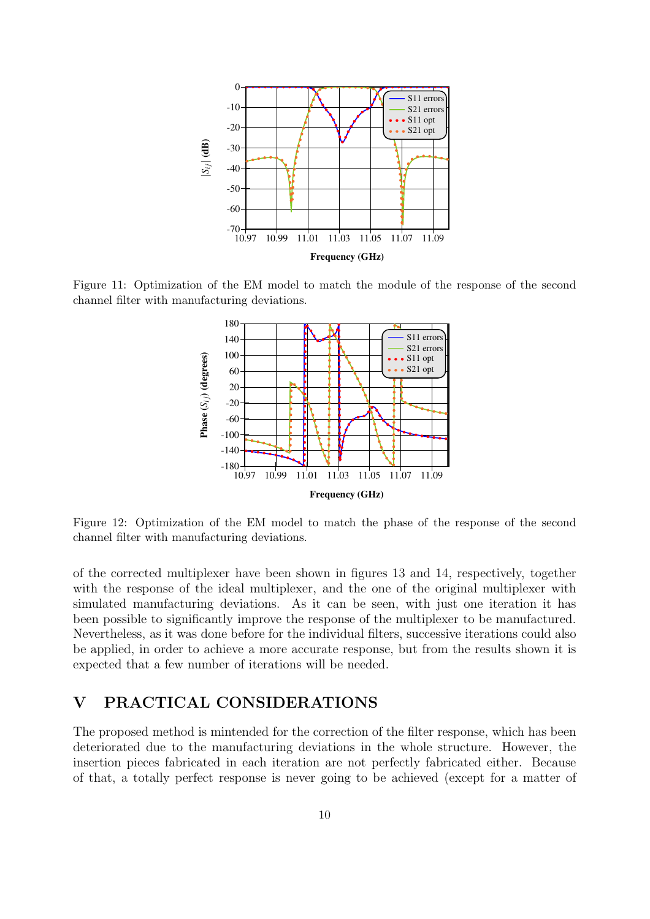Figure 11: Optimization of the EM model to match the module of the response of the second channel filter with manufacturing deviations.

Figure 12: Optimization of the EM model to match the phase of the response of the second channel filter with manufacturing deviations.

of the corrected multiplexer have been shown in figures 13 and 14, respectively, together with the response of the ideal multiplexer, and the one of the original multiplexer with simulated manufacturing deviations. As it can be seen, with just one iteration it has been possible to significantly improve the response of the multiplexer to be manufactured. Nevertheless, as it was done before for the individual filters, successive iterations could also be applied, in order to achieve a more accurate response, but from the results shown it is expected that a few number of iterations will be needed.

## V PRACTICAL CONSIDERATIONS

The proposed method is mintended for the correction of the filter response, which has been deteriorated due to the manufacturing deviations in the whole structure. However, the insertion pieces fabricated in each iteration are not perfectly fabricated either. Because of that, a totally perfect response is never going to be achieved (except for a matter of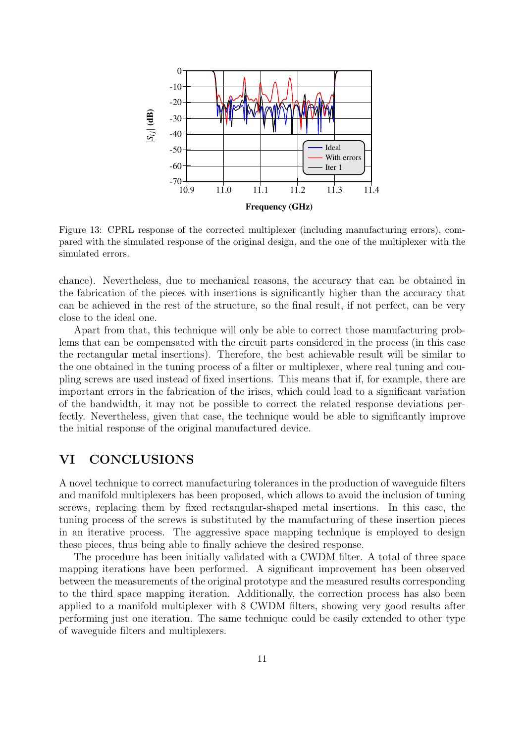Figure 13: CPRL response of the corrected multiplexer (including manufacturing errors), compared with the simulated response of the original design, and the one of the multiplexer with the simulated errors.

chance). Nevertheless, due to mechanical reasons, the accuracy that can be obtained in the fabrication of the pieces with insertions is significantly higher than the accuracy that can be achieved in the rest of the structure, so the final result, if not perfect, can be very close to the ideal one.

Apart from that, this technique will only be able to correct those manufacturing problems that can be compensated with the circuit parts considered in the process (in this case the rectangular metal insertions). Therefore, the best achievable result will be similar to the one obtained in the tuning process of a filter or multiplexer, where real tuning and coupling screws are used instead of fixed insertions. This means that if, for example, there are important errors in the fabrication of the irises, which could lead to a significant variation of the bandwidth, it may not be possible to correct the related response deviations perfectly. Nevertheless, given that case, the technique would be able to significantly improve the initial response of the original manufactured device.

## VI CONCLUSIONS

A novel technique to correct manufacturing tolerances in the production of waveguide filters and manifold multiplexers has been proposed, which allows to avoid the inclusion of tuning screws, replacing them by fixed rectangular-shaped metal insertions. In this case, the tuning process of the screws is substituted by the manufacturing of these insertion pieces in an iterative process. The aggressive space mapping technique is employed to design these pieces, thus being able to finally achieve the desired response.

The procedure has been initially validated with a CWDM filter. A total of three space mapping iterations have been performed. A significant improvement has been observed between the measurements of the original prototype and the measured results corresponding to the third space mapping iteration. Additionally, the correction process has also been applied to a manifold multiplexer with 8 CWDM filters, showing very good results after performing just one iteration. The same technique could be easily extended to other type of waveguide filters and multiplexers.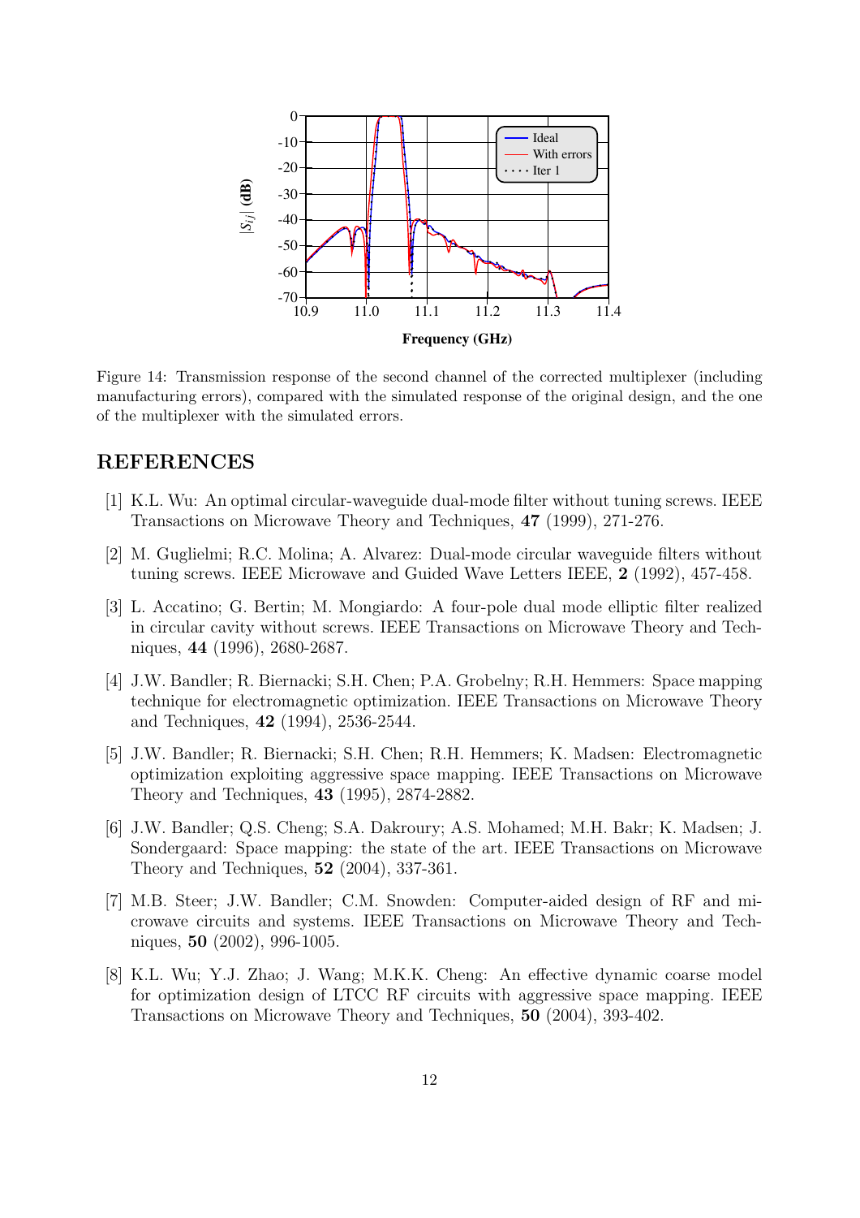Figure 14: Transmission response of the second channel of the corrected multiplexer (including manufacturing errors), compared with the simulated response of the original design, and the one of the multiplexer with the simulated errors.

## REFERENCES

[1] K.L. Wu: An optimal circular-waveguide dual-mode filter without tuning screws. IEEE Transactions on Microwave Theory and Techniques, **47** (1999), 271-276.

[2] M. Guglielmi; R.C. Molina; A. Alvarez: Dual-mode circular waveguide filters without tuning screws. IEEE Microwave and Guided Wave Letters IEEE, **2** (1992), 457-458.

[3] L. Accatino; G. Bertin; M. Mongiardo: A four-pole dual mode elliptic filter realized in circular cavity without screws. IEEE Transactions on Microwave Theory and Techniques, **44** (1996), 2680-2687.

[4] J.W. Bandler; R. Biernacki; S.H. Chen; P.A. Grobelny; R.H. Hemmers: Space mapping technique for electromagnetic optimization. IEEE Transactions on Microwave Theory and Techniques, **42** (1994), 2536-2544.

[5] J.W. Bandler; R. Biernacki; S.H. Chen; R.H. Hemmers; K. Madsen: Electromagnetic optimization exploiting aggressive space mapping. IEEE Transactions on Microwave Theory and Techniques, **43** (1995), 2874-2882.

[6] J.W. Bandler; Q.S. Cheng; S.A. Dakroury; A.S. Mohamed; M.H. Bakr; K. Madsen; J. Sondergaard: Space mapping: the state of the art. IEEE Transactions on Microwave Theory and Techniques, **52** (2004), 337-361.

[7] M.B. Steer; J.W. Bandler; C.M. Snowden: Computer-aided design of RF and microwave circuits and systems. IEEE Transactions on Microwave Theory and Techniques, **50** (2002), 996-1005.

[8] K.L. Wu; Y.J. Zhao; J. Wang; M.K.K. Cheng: An effective dynamic coarse model for optimization design of LTCC RF circuits with aggressive space mapping. IEEE Transactions on Microwave Theory and Techniques, **50** (2004), 393-402.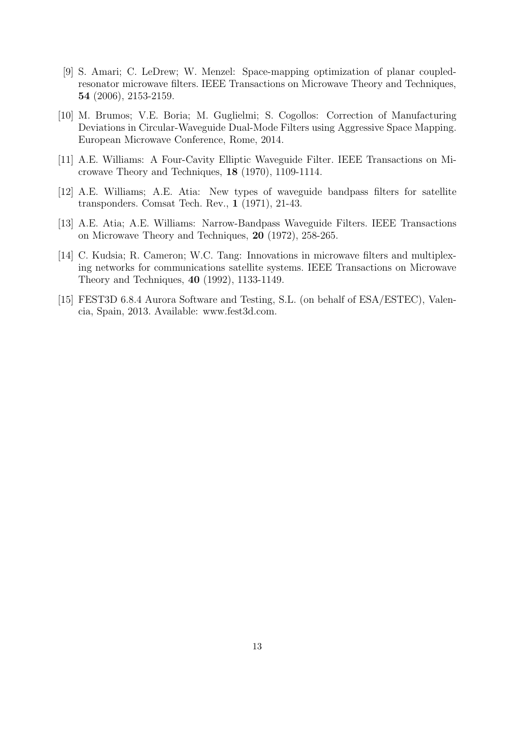[9] S. Amari; C. LeDrew; W. Menzel: Space-mapping optimization of planar coupled-resonator microwave filters. IEEE Transactions on Microwave Theory and Techniques, **54** (2006), 2153-2159.

[10] M. Brumos; V.E. Boria; M. Guglielmi; S. Cogollos: Correction of Manufacturing Deviations in Circular-Waveguide Dual-Mode Filters using Aggressive Space Mapping. European Microwave Conference, Rome, 2014.

[11] A.E. Williams: A Four-Cavity Elliptic Waveguide Filter. IEEE Transactions on Microwave Theory and Techniques, **18** (1970), 1109-1114.

[12] A.E. Williams; A.E. Atia: New types of waveguide bandpass filters for satellite transponders. Comsat Tech. Rev., **1** (1971), 21-43.

[13] A.E. Atia; A.E. Williams: Narrow-Bandpass Waveguide Filters. IEEE Transactions on Microwave Theory and Techniques, **20** (1972), 258-265.

[14] C. Kudsia; R. Cameron; W.C. Tang: Innovations in microwave filters and multiplexing networks for communications satellite systems. IEEE Transactions on Microwave Theory and Techniques, **40** (1992), 1133-1149.

[15] FEST3D 6.8.4 Aurora Software and Testing, S.L. (on behalf of ESA/ESTEC), Valencia, Spain, 2013. Available: www.fest3d.com.